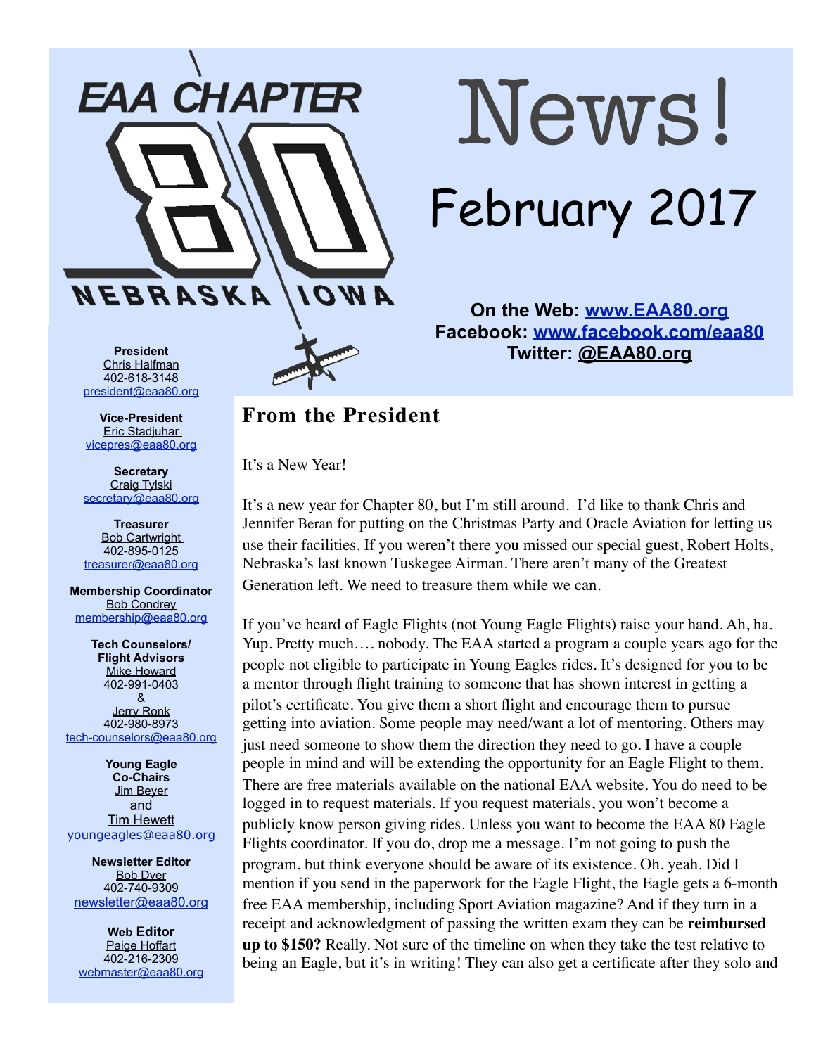EAA CHAPTER 80 NEBRASKA IOWA

# News!

## February 2017

**On the Web: www.EAA80.org**
**Facebook: www.facebook.com/eaa80**
**Twitter: @EAA80.org**

**President**
Chris Halfman
402-618-3148
president@eaa80.org

**Vice-President**
Eric Stadjuhar
vicepres@eaa80.org

**Secretary**
Craig Tylski
secretary@eaa80.org

**Treasurer**
Bob Cartwright
402-895-0125
treasurer@eaa80.org

**Membership Coordinator**
Bob Condrey
membership@eaa80.org

**Tech Counselors/ Flight Advisors**
Mike Howard
402-991-0403
&
Jerry Ronk
402-980-8973
tech-counselors@eaa80.org

**Young Eagle Co-Chairs**
Jim Beyer
and
Tim Hewett
youngeagles@eaa80.org

**Newsletter Editor**
Bob Dyer
402-740-9309
newsletter@eaa80.org

**Web Editor**
Paige Hoffart
402-216-2309
webmaster@eaa80.org

## From the President

It's a New Year!

It's a new year for Chapter 80, but I'm still around. I'd like to thank Chris and Jennifer Beran for putting on the Christmas Party and Oracle Aviation for letting us use their facilities. If you weren't there you missed our special guest, Robert Holts, Nebraska's last known Tuskegee Airman. There aren't many of the Greatest Generation left. We need to treasure them while we can.

If you've heard of Eagle Flights (not Young Eagle Flights) raise your hand. Ah, ha. Yup. Pretty much…. nobody. The EAA started a program a couple years ago for the people not eligible to participate in Young Eagles rides. It's designed for you to be a mentor through flight training to someone that has shown interest in getting a pilot's certificate. You give them a short flight and encourage them to pursue getting into aviation. Some people may need/want a lot of mentoring. Others may just need someone to show them the direction they need to go. I have a couple people in mind and will be extending the opportunity for an Eagle Flight to them. There are free materials available on the national EAA website. You do need to be logged in to request materials. If you request materials, you won't become a publicly know person giving rides. Unless you want to become the EAA 80 Eagle Flights coordinator. If you do, drop me a message. I'm not going to push the program, but think everyone should be aware of its existence. Oh, yeah. Did I mention if you send in the paperwork for the Eagle Flight, the Eagle gets a 6-month free EAA membership, including Sport Aviation magazine? And if they turn in a receipt and acknowledgment of passing the written exam they can be **reimbursed up to $150?** Really. Not sure of the timeline on when they take the test relative to being an Eagle, but it's in writing! They can also get a certificate after they solo and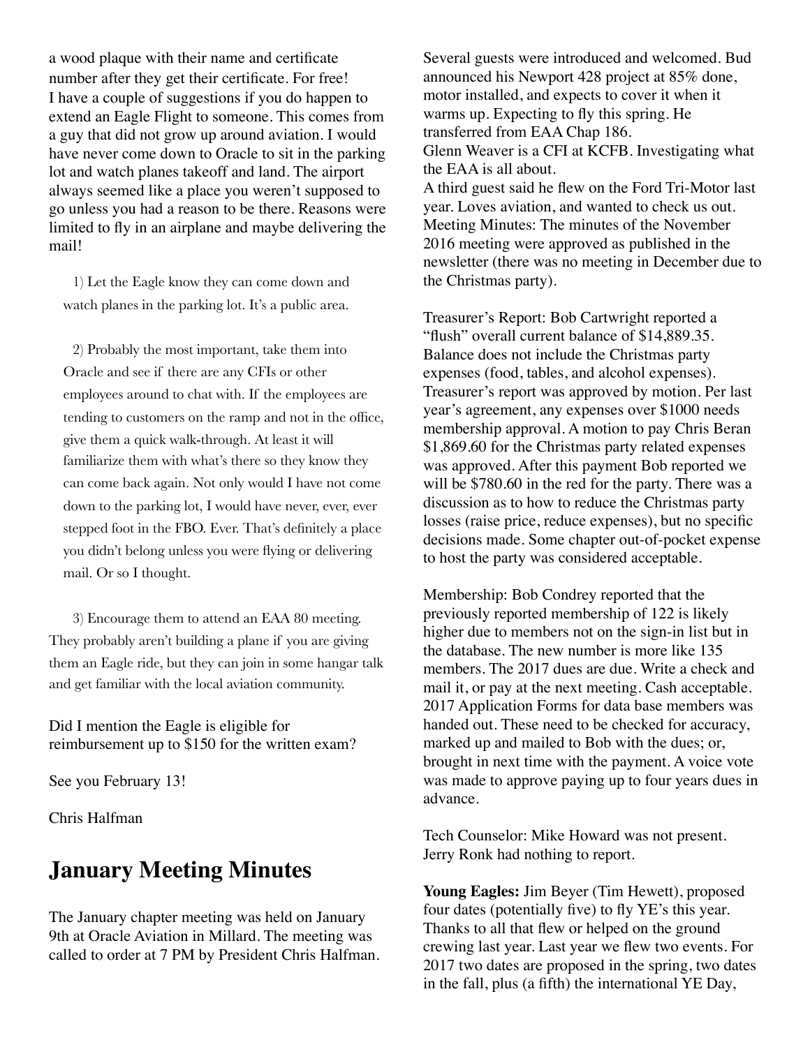a wood plaque with their name and certificate number after they get their certificate. For free!

I have a couple of suggestions if you do happen to extend an Eagle Flight to someone. This comes from a guy that did not grow up around aviation. I would have never come down to Oracle to sit in the parking lot and watch planes takeoff and land. The airport always seemed like a place you weren't supposed to go unless you had a reason to be there. Reasons were limited to fly in an airplane and maybe delivering the mail!

1) Let the Eagle know they can come down and watch planes in the parking lot. It's a public area.

2) Probably the most important, take them into Oracle and see if there are any CFIs or other employees around to chat with. If the employees are tending to customers on the ramp and not in the office, give them a quick walk-through. At least it will familiarize them with what's there so they know they can come back again. Not only would I have not come down to the parking lot, I would have never, ever, ever stepped foot in the FBO. Ever. That's definitely a place you didn't belong unless you were flying or delivering mail. Or so I thought.

3) Encourage them to attend an EAA 80 meeting. They probably aren't building a plane if you are giving them an Eagle ride, but they can join in some hangar talk and get familiar with the local aviation community.

Did I mention the Eagle is eligible for reimbursement up to $150 for the written exam?

See you February 13!

Chris Halfman

## January Meeting Minutes

The January chapter meeting was held on January 9th at Oracle Aviation in Millard. The meeting was called to order at 7 PM by President Chris Halfman.

Several guests were introduced and welcomed. Bud announced his Newport 428 project at 85% done, motor installed, and expects to cover it when it warms up. Expecting to fly this spring. He transferred from EAA Chap 186.

Glenn Weaver is a CFI at KCFB. Investigating what the EAA is all about.

A third guest said he flew on the Ford Tri-Motor last year. Loves aviation, and wanted to check us out.

Meeting Minutes: The minutes of the November 2016 meeting were approved as published in the newsletter (there was no meeting in December due to the Christmas party).

Treasurer's Report: Bob Cartwright reported a "flush" overall current balance of $14,889.35. Balance does not include the Christmas party expenses (food, tables, and alcohol expenses). Treasurer's report was approved by motion. Per last year's agreement, any expenses over $1000 needs membership approval. A motion to pay Chris Beran $1,869.60 for the Christmas party related expenses was approved. After this payment Bob reported we will be $780.60 in the red for the party. There was a discussion as to how to reduce the Christmas party losses (raise price, reduce expenses), but no specific decisions made. Some chapter out-of-pocket expense to host the party was considered acceptable.

Membership: Bob Condrey reported that the previously reported membership of 122 is likely higher due to members not on the sign-in list but in the database. The new number is more like 135 members. The 2017 dues are due. Write a check and mail it, or pay at the next meeting. Cash acceptable. 2017 Application Forms for data base members was handed out. These need to be checked for accuracy, marked up and mailed to Bob with the dues; or, brought in next time with the payment. A voice vote was made to approve paying up to four years dues in advance.

Tech Counselor: Mike Howard was not present. Jerry Ronk had nothing to report.

**Young Eagles:** Jim Beyer (Tim Hewett), proposed four dates (potentially five) to fly YE's this year. Thanks to all that flew or helped on the ground crewing last year. Last year we flew two events. For 2017 two dates are proposed in the spring, two dates in the fall, plus (a fifth) the international YE Day,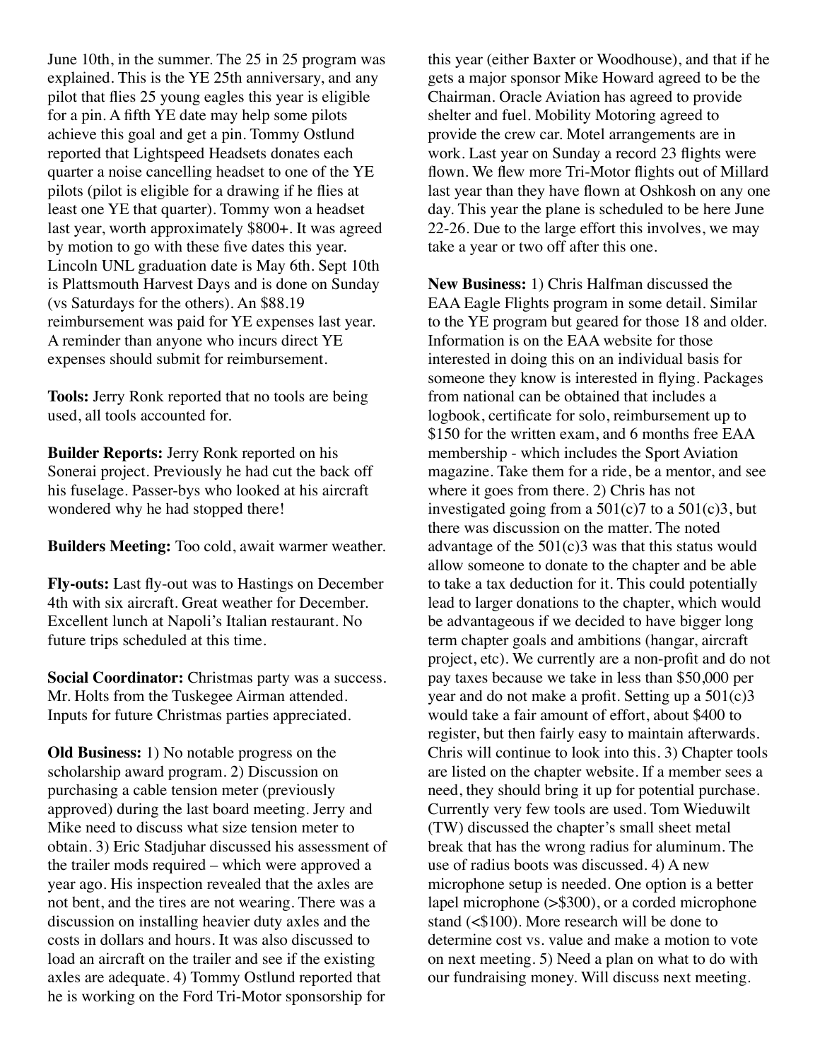June 10th, in the summer. The 25 in 25 program was explained. This is the YE 25th anniversary, and any pilot that flies 25 young eagles this year is eligible for a pin. A fifth YE date may help some pilots achieve this goal and get a pin. Tommy Ostlund reported that Lightspeed Headsets donates each quarter a noise cancelling headset to one of the YE pilots (pilot is eligible for a drawing if he flies at least one YE that quarter). Tommy won a headset last year, worth approximately $800+. It was agreed by motion to go with these five dates this year. Lincoln UNL graduation date is May 6th. Sept 10th is Plattsmouth Harvest Days and is done on Sunday (vs Saturdays for the others). An $88.19 reimbursement was paid for YE expenses last year. A reminder than anyone who incurs direct YE expenses should submit for reimbursement.

**Tools:** Jerry Ronk reported that no tools are being used, all tools accounted for.

**Builder Reports:** Jerry Ronk reported on his Sonerai project. Previously he had cut the back off his fuselage. Passer-bys who looked at his aircraft wondered why he had stopped there!

**Builders Meeting:** Too cold, await warmer weather.

**Fly-outs:** Last fly-out was to Hastings on December 4th with six aircraft. Great weather for December. Excellent lunch at Napoli's Italian restaurant. No future trips scheduled at this time.

**Social Coordinator:** Christmas party was a success. Mr. Holts from the Tuskegee Airman attended. Inputs for future Christmas parties appreciated.

**Old Business:** 1) No notable progress on the scholarship award program. 2) Discussion on purchasing a cable tension meter (previously approved) during the last board meeting. Jerry and Mike need to discuss what size tension meter to obtain. 3) Eric Stadjuhar discussed his assessment of the trailer mods required – which were approved a year ago. His inspection revealed that the axles are not bent, and the tires are not wearing. There was a discussion on installing heavier duty axles and the costs in dollars and hours. It was also discussed to load an aircraft on the trailer and see if the existing axles are adequate. 4) Tommy Ostlund reported that he is working on the Ford Tri-Motor sponsorship for this year (either Baxter or Woodhouse), and that if he gets a major sponsor Mike Howard agreed to be the Chairman. Oracle Aviation has agreed to provide shelter and fuel. Mobility Motoring agreed to provide the crew car. Motel arrangements are in work. Last year on Sunday a record 23 flights were flown. We flew more Tri-Motor flights out of Millard last year than they have flown at Oshkosh on any one day. This year the plane is scheduled to be here June 22-26. Due to the large effort this involves, we may take a year or two off after this one.

**New Business:** 1) Chris Halfman discussed the EAA Eagle Flights program in some detail. Similar to the YE program but geared for those 18 and older. Information is on the EAA website for those interested in doing this on an individual basis for someone they know is interested in flying. Packages from national can be obtained that includes a logbook, certificate for solo, reimbursement up to $150 for the written exam, and 6 months free EAA membership - which includes the Sport Aviation magazine. Take them for a ride, be a mentor, and see where it goes from there. 2) Chris has not investigated going from a 501(c)7 to a 501(c)3, but there was discussion on the matter. The noted advantage of the 501(c)3 was that this status would allow someone to donate to the chapter and be able to take a tax deduction for it. This could potentially lead to larger donations to the chapter, which would be advantageous if we decided to have bigger long term chapter goals and ambitions (hangar, aircraft project, etc). We currently are a non-profit and do not pay taxes because we take in less than $50,000 per year and do not make a profit. Setting up a 501(c)3 would take a fair amount of effort, about $400 to register, but then fairly easy to maintain afterwards. Chris will continue to look into this. 3) Chapter tools are listed on the chapter website. If a member sees a need, they should bring it up for potential purchase. Currently very few tools are used. Tom Wieduwilt (TW) discussed the chapter's small sheet metal break that has the wrong radius for aluminum. The use of radius boots was discussed. 4) A new microphone setup is needed. One option is a better lapel microphone (>$300), or a corded microphone stand (<$100). More research will be done to determine cost vs. value and make a motion to vote on next meeting. 5) Need a plan on what to do with our fundraising money. Will discuss next meeting.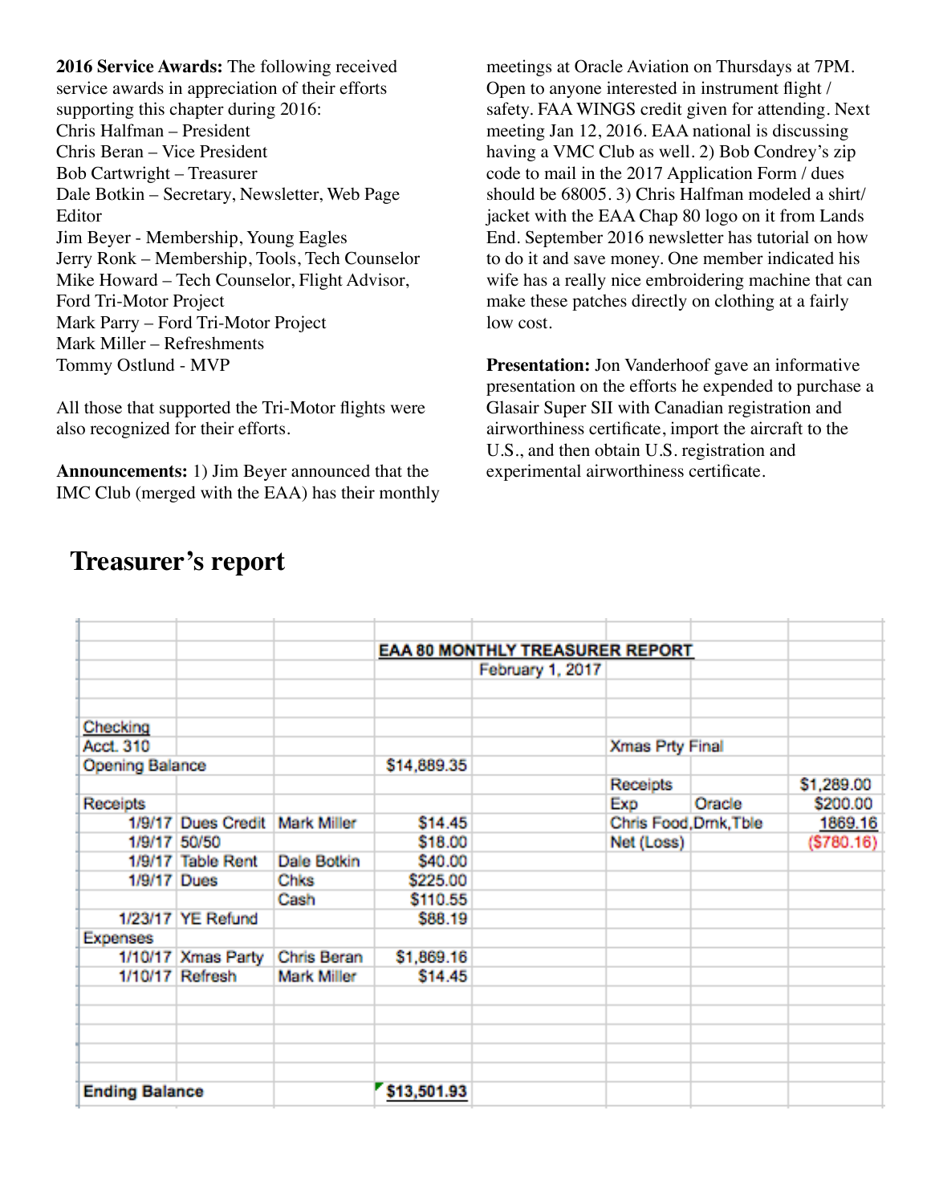**2016 Service Awards:** The following received service awards in appreciation of their efforts supporting this chapter during 2016:
Chris Halfman – President
Chris Beran – Vice President
Bob Cartwright – Treasurer
Dale Botkin – Secretary, Newsletter, Web Page Editor
Jim Beyer - Membership, Young Eagles
Jerry Ronk – Membership, Tools, Tech Counselor
Mike Howard – Tech Counselor, Flight Advisor, Ford Tri-Motor Project
Mark Parry – Ford Tri-Motor Project
Mark Miller – Refreshments
Tommy Ostlund - MVP

All those that supported the Tri-Motor flights were also recognized for their efforts.

**Announcements:** 1) Jim Beyer announced that the IMC Club (merged with the EAA) has their monthly meetings at Oracle Aviation on Thursdays at 7PM. Open to anyone interested in instrument flight / safety. FAA WINGS credit given for attending. Next meeting Jan 12, 2016. EAA national is discussing having a VMC Club as well. 2) Bob Condrey's zip code to mail in the 2017 Application Form / dues should be 68005. 3) Chris Halfman modeled a shirt/ jacket with the EAA Chap 80 logo on it from Lands End. September 2016 newsletter has tutorial on how to do it and save money. One member indicated his wife has a really nice embroidering machine that can make these patches directly on clothing at a fairly low cost.

**Presentation:** Jon Vanderhoof gave an informative presentation on the efforts he expended to purchase a Glasair Super SII with Canadian registration and airworthiness certificate, import the aircraft to the U.S., and then obtain U.S. registration and experimental airworthiness certificate.

# Treasurer's report

**EAA 80 MONTHLY TREASURER REPORT**
February 1, 2017

| | | | | | | |
|---|---|---|---|---|---|---|
| Checking | | | | | | |
| Acct. 310 | | | | Xmas Prty Final | | |
| Opening Balance | | | $14,889.35 | | | |
| | | | | Receipts | | $1,289.00 |
| Receipts | | | | Exp | Oracle | $200.00 |
| 1/9/17 | Dues Credit | Mark Miller | $14.45 | Chris Food,Drnk,Tble | | 1869.16 |
| 1/9/17 | 50/50 | | $18.00 | Net (Loss) | | ($780.16) |
| 1/9/17 | Table Rent | Dale Botkin | $40.00 | | | |
| 1/9/17 | Dues | Chks | $225.00 | | | |
| | | Cash | $110.55 | | | |
| 1/23/17 | YE Refund | | $88.19 | | | |
| Expenses | | | | | | |
| 1/10/17 | Xmas Party | Chris Beran | $1,869.16 | | | |
| 1/10/17 | Refresh | Mark Miller | $14.45 | | | |
| **Ending Balance** | | | **$13,501.93** | | | |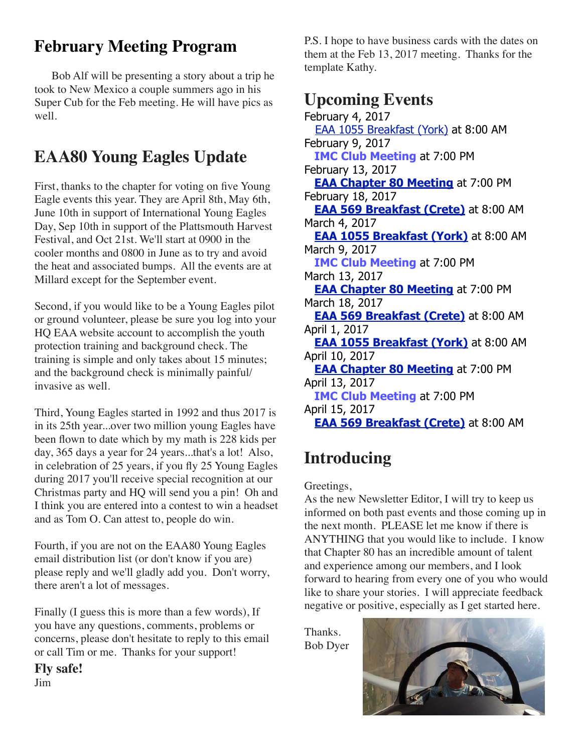## February Meeting Program

Bob Alf will be presenting a story about a trip he took to New Mexico a couple summers ago in his Super Cub for the Feb meeting. He will have pics as well.

## EAA80 Young Eagles Update

First, thanks to the chapter for voting on five Young Eagle events this year. They are April 8th, May 6th, June 10th in support of International Young Eagles Day, Sep 10th in support of the Plattsmouth Harvest Festival, and Oct 21st. We'll start at 0900 in the cooler months and 0800 in June as to try and avoid the heat and associated bumps. All the events are at Millard except for the September event.

Second, if you would like to be a Young Eagles pilot or ground volunteer, please be sure you log into your HQ EAA website account to accomplish the youth protection training and background check. The training is simple and only takes about 15 minutes; and the background check is minimally painful/ invasive as well.

Third, Young Eagles started in 1992 and thus 2017 is in its 25th year...over two million young Eagles have been flown to date which by my math is 228 kids per day, 365 days a year for 24 years...that's a lot! Also, in celebration of 25 years, if you fly 25 Young Eagles during 2017 you'll receive special recognition at our Christmas party and HQ will send you a pin! Oh and I think you are entered into a contest to win a headset and as Tom O. Can attest to, people do win.

Fourth, if you are not on the EAA80 Young Eagles email distribution list (or don't know if you are) please reply and we'll gladly add you. Don't worry, there aren't a lot of messages.

Finally (I guess this is more than a few words), If you have any questions, comments, problems or concerns, please don't hesitate to reply to this email or call Tim or me. Thanks for your support!

**Fly safe!**
Jim

P.S. I hope to have business cards with the dates on them at the Feb 13, 2017 meeting. Thanks for the template Kathy.

## Upcoming Events

February 4, 2017
EAA 1055 Breakfast (York) at 8:00 AM
February 9, 2017
**IMC Club Meeting** at 7:00 PM
February 13, 2017
**EAA Chapter 80 Meeting** at 7:00 PM
February 18, 2017
**EAA 569 Breakfast (Crete)** at 8:00 AM
March 4, 2017
**EAA 1055 Breakfast (York)** at 8:00 AM
March 9, 2017
**IMC Club Meeting** at 7:00 PM
March 13, 2017
**EAA Chapter 80 Meeting** at 7:00 PM
March 18, 2017
**EAA 569 Breakfast (Crete)** at 8:00 AM
April 1, 2017
**EAA 1055 Breakfast (York)** at 8:00 AM
April 10, 2017
**EAA Chapter 80 Meeting** at 7:00 PM
April 13, 2017
**IMC Club Meeting** at 7:00 PM
April 15, 2017
**EAA 569 Breakfast (Crete)** at 8:00 AM

## Introducing

Greetings,
As the new Newsletter Editor, I will try to keep us informed on both past events and those coming up in the next month. PLEASE let me know if there is ANYTHING that you would like to include. I know that Chapter 80 has an incredible amount of talent and experience among our members, and I look forward to hearing from every one of you who would like to share your stories. I will appreciate feedback negative or positive, especially as I get started here.

Thanks.
Bob Dyer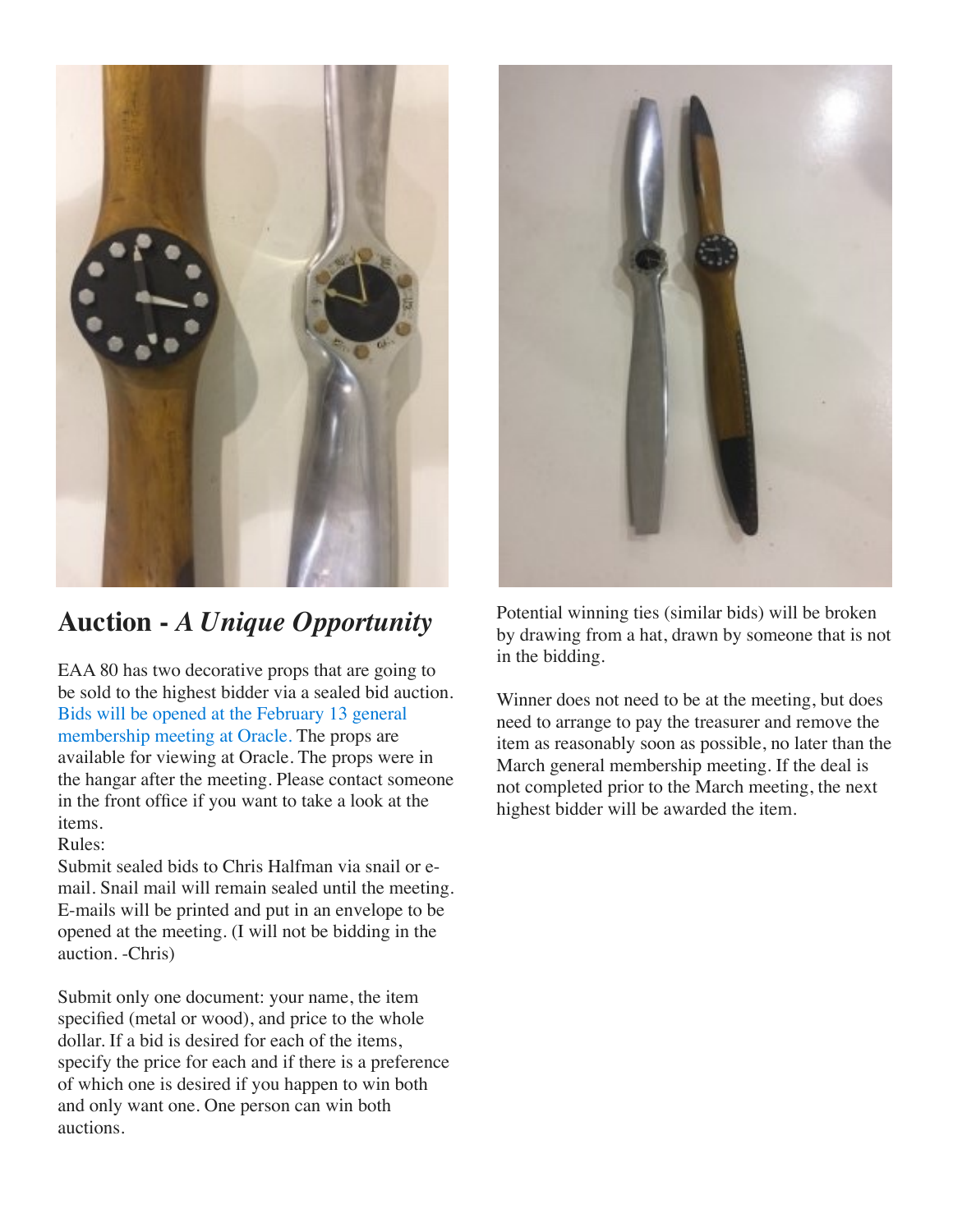## Auction - *A Unique Opportunity*

EAA 80 has two decorative props that are going to be sold to the highest bidder via a sealed bid auction. Bids will be opened at the February 13 general membership meeting at Oracle. The props are available for viewing at Oracle. The props were in the hangar after the meeting. Please contact someone in the front office if you want to take a look at the items.

Rules:

Submit sealed bids to Chris Halfman via snail or e-mail. Snail mail will remain sealed until the meeting. E-mails will be printed and put in an envelope to be opened at the meeting. (I will not be bidding in the auction. -Chris)

Submit only one document: your name, the item specified (metal or wood), and price to the whole dollar. If a bid is desired for each of the items, specify the price for each and if there is a preference of which one is desired if you happen to win both and only want one. One person can win both auctions.

Potential winning ties (similar bids) will be broken by drawing from a hat, drawn by someone that is not in the bidding.

Winner does not need to be at the meeting, but does need to arrange to pay the treasurer and remove the item as reasonably soon as possible, no later than the March general membership meeting. If the deal is not completed prior to the March meeting, the next highest bidder will be awarded the item.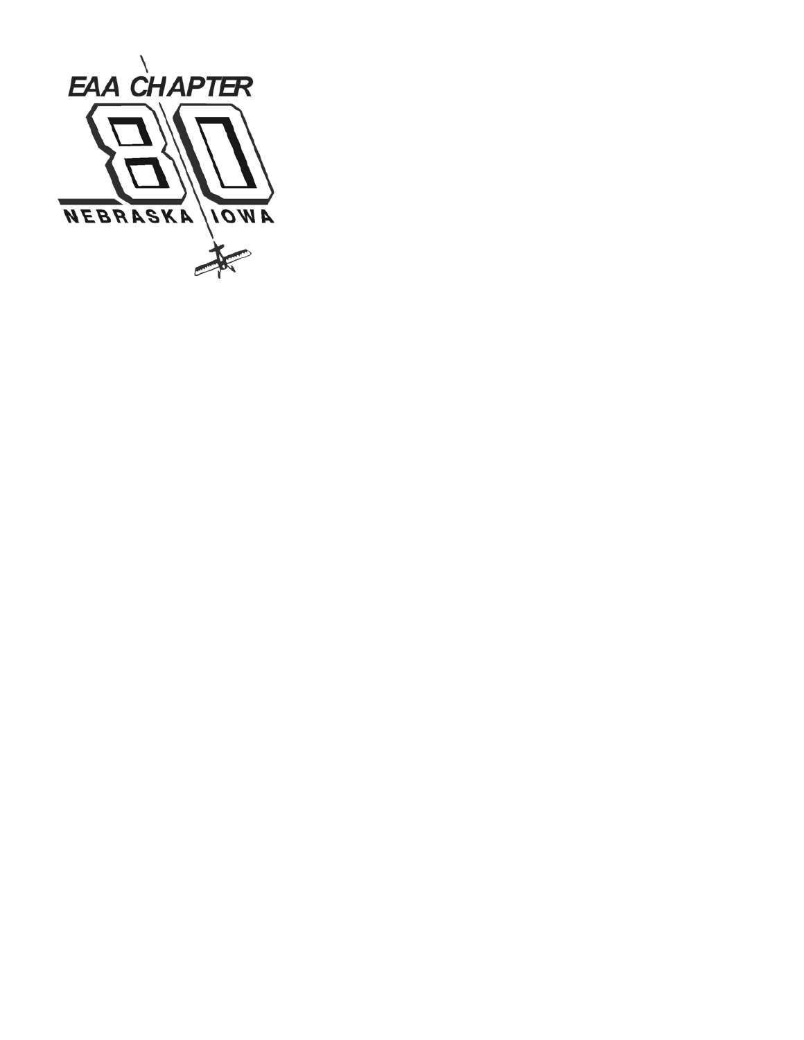EAA CHAPTER

80

NEBRASKA IOWA